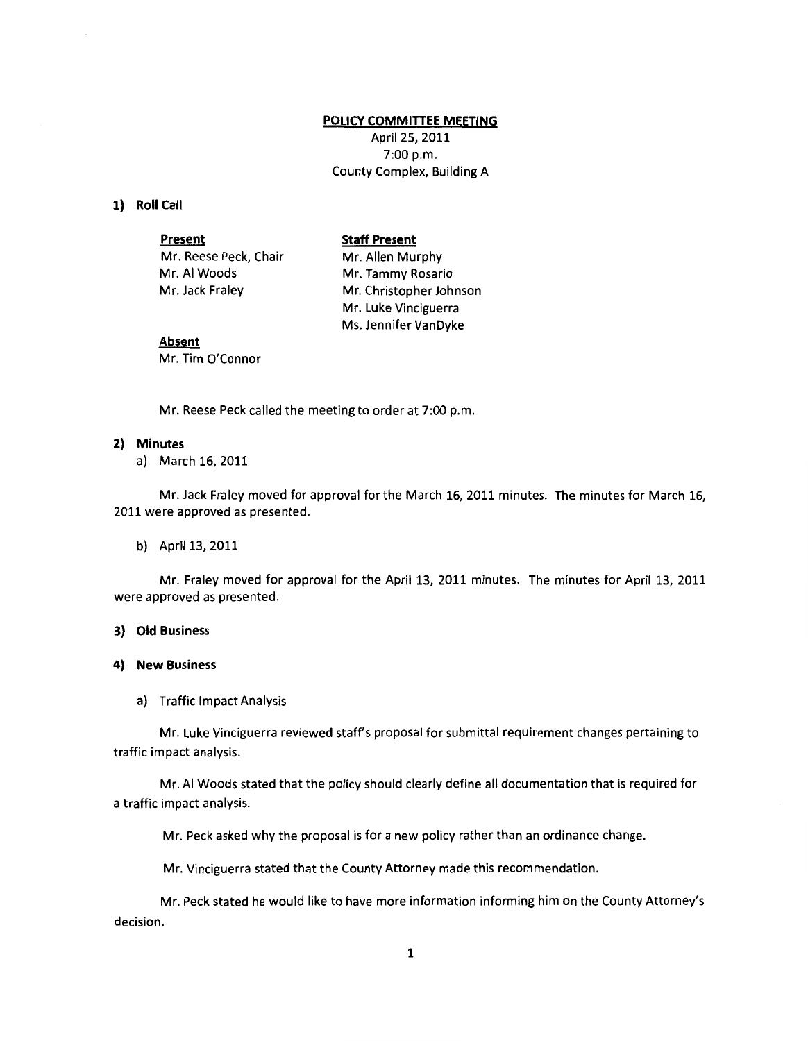**POLICY COMMITTEE MEETING**

April 25, 2011
7:00 p.m.
County Complex, Building A

**1) Roll Call**

| **Present** | **Staff Present** |
| --- | --- |
| Mr. Reese Peck, Chair | Mr. Allen Murphy |
| Mr. Al Woods | Mr. Tammy Rosario |
| Mr. Jack Fraley | Mr. Christopher Johnson |
| | Mr. Luke Vinciguerra |
| | Ms. Jennifer VanDyke |

**Absent**
Mr. Tim O'Connor

Mr. Reese Peck called the meeting to order at 7:00 p.m.

**2) Minutes**

a) March 16, 2011

Mr. Jack Fraley moved for approval for the March 16, 2011 minutes. The minutes for March 16, 2011 were approved as presented.

b) April 13, 2011

Mr. Fraley moved for approval for the April 13, 2011 minutes. The minutes for April 13, 2011 were approved as presented.

**3) Old Business**

**4) New Business**

a) Traffic Impact Analysis

Mr. Luke Vinciguerra reviewed staff's proposal for submittal requirement changes pertaining to traffic impact analysis.

Mr. Al Woods stated that the policy should clearly define all documentation that is required for a traffic impact analysis.

Mr. Peck asked why the proposal is for a new policy rather than an ordinance change.

Mr. Vinciguerra stated that the County Attorney made this recommendation.

Mr. Peck stated he would like to have more information informing him on the County Attorney's decision.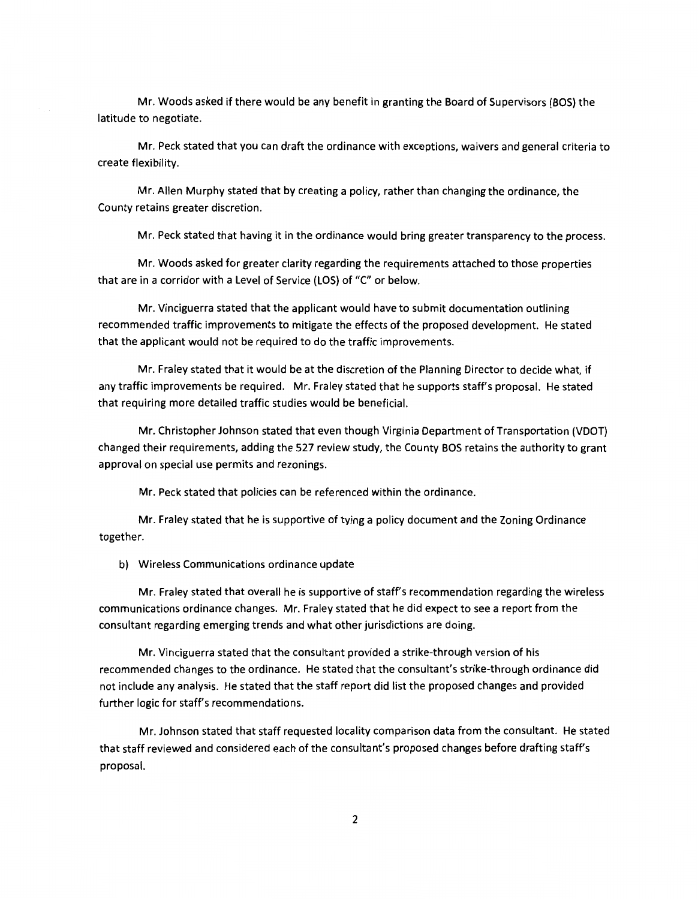Mr. Woods asked if there would be any benefit in granting the Board of Supervisors (BOS) the latitude to negotiate.

Mr. Peck stated that you can draft the ordinance with exceptions, waivers and general criteria to create flexibility.

Mr. Allen Murphy stated that by creating a policy, rather than changing the ordinance, the County retains greater discretion.

Mr. Peck stated that having it in the ordinance would bring greater transparency to the process.

Mr. Woods asked for greater clarity regarding the requirements attached to those properties that are in a corridor with a Level of Service (LOS) of "C" or below.

Mr. Vinciguerra stated that the applicant would have to submit documentation outlining recommended traffic improvements to mitigate the effects of the proposed development. He stated that the applicant would not be required to do the traffic improvements.

Mr. Fraley stated that it would be at the discretion of the Planning Director to decide what, if any traffic improvements be required. Mr. Fraley stated that he supports staff's proposal. He stated that requiring more detailed traffic studies would be beneficial.

Mr. Christopher Johnson stated that even though Virginia Department of Transportation (VDOT) changed their requirements, adding the 527 review study, the County BOS retains the authority to grant approval on special use permits and rezonings.

Mr. Peck stated that policies can be referenced within the ordinance.

Mr. Fraley stated that he is supportive of tying a policy document and the Zoning Ordinance together.

b) Wireless Communications ordinance update

Mr. Fraley stated that overall he is supportive of staff's recommendation regarding the wireless communications ordinance changes. Mr. Fraley stated that he did expect to see a report from the consultant regarding emerging trends and what other jurisdictions are doing.

Mr. Vinciguerra stated that the consultant provided a strike-through version of his recommended changes to the ordinance. He stated that the consultant's strike-through ordinance did not include any analysis. He stated that the staff report did list the proposed changes and provided further logic for staff's recommendations.

Mr. Johnson stated that staff requested locality comparison data from the consultant. He stated that staff reviewed and considered each of the consultant's proposed changes before drafting staff's proposal.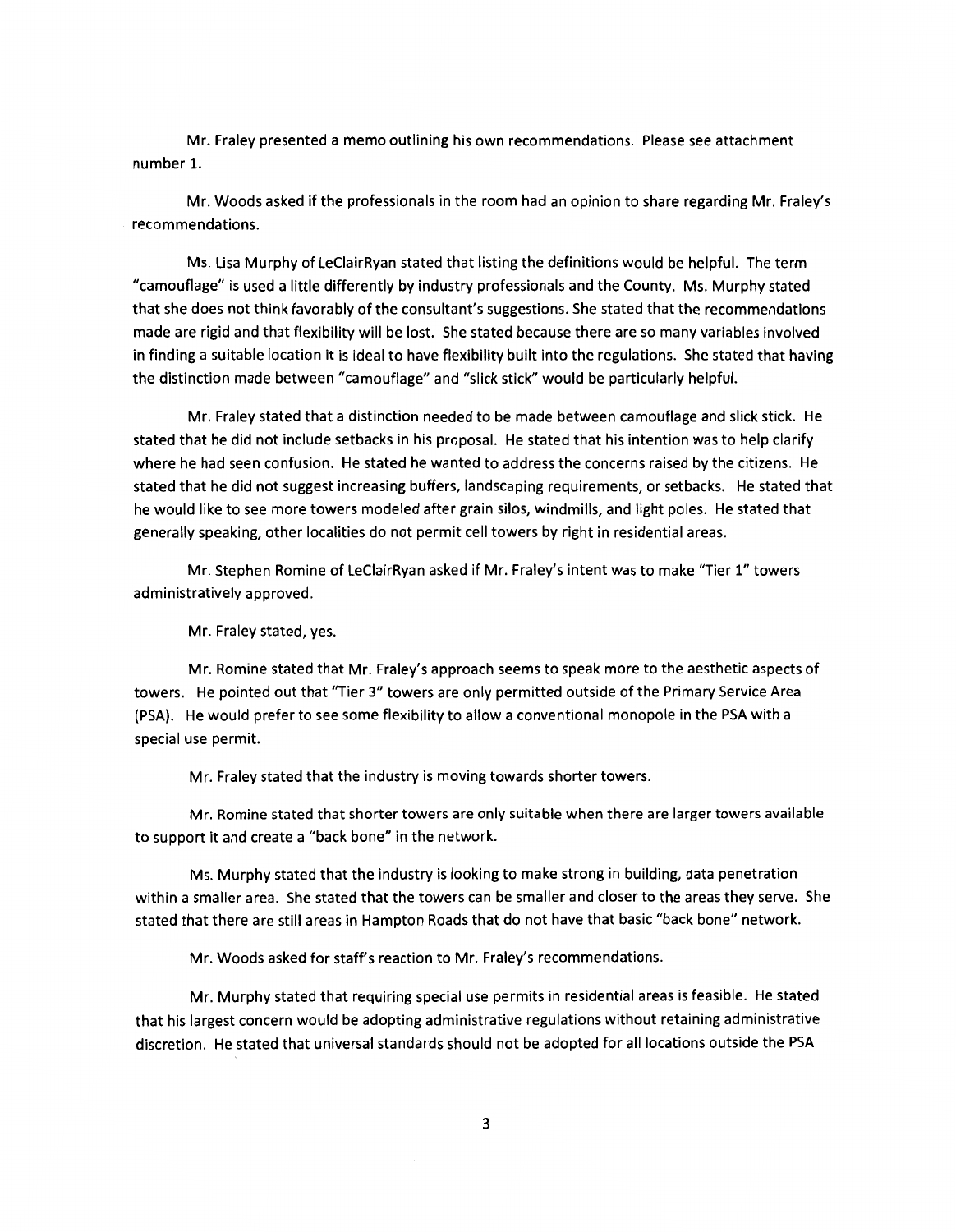Mr. Fraley presented a memo outlining his own recommendations. Please see attachment number 1.

Mr. Woods asked if the professionals in the room had an opinion to share regarding Mr. Fraley's recommendations.

Ms. Lisa Murphy of LeClairRyan stated that listing the definitions would be helpful. The term "camouflage" is used a little differently by industry professionals and the County. Ms. Murphy stated that she does not think favorably of the consultant's suggestions. She stated that the recommendations made are rigid and that flexibility will be lost. She stated because there are so many variables involved in finding a suitable location it is ideal to have flexibility built into the regulations. She stated that having the distinction made between "camouflage" and "slick stick" would be particularly helpful.

Mr. Fraley stated that a distinction needed to be made between camouflage and slick stick. He stated that he did not include setbacks in his proposal. He stated that his intention was to help clarify where he had seen confusion. He stated he wanted to address the concerns raised by the citizens. He stated that he did not suggest increasing buffers, landscaping requirements, or setbacks. He stated that he would like to see more towers modeled after grain silos, windmills, and light poles. He stated that generally speaking, other localities do not permit cell towers by right in residential areas.

Mr. Stephen Romine of LeClairRyan asked if Mr. Fraley's intent was to make "Tier 1" towers administratively approved.

Mr. Fraley stated, yes.

Mr. Romine stated that Mr. Fraley's approach seems to speak more to the aesthetic aspects of towers. He pointed out that "Tier 3" towers are only permitted outside of the Primary Service Area (PSA). He would prefer to see some flexibility to allow a conventional monopole in the PSA with a special use permit.

Mr. Fraley stated that the industry is moving towards shorter towers.

Mr. Romine stated that shorter towers are only suitable when there are larger towers available to support it and create a "back bone" in the network.

Ms. Murphy stated that the industry is looking to make strong in building, data penetration within a smaller area. She stated that the towers can be smaller and closer to the areas they serve. She stated that there are still areas in Hampton Roads that do not have that basic "back bone" network.

Mr. Woods asked for staff's reaction to Mr. Fraley's recommendations.

Mr. Murphy stated that requiring special use permits in residential areas is feasible. He stated that his largest concern would be adopting administrative regulations without retaining administrative discretion. He stated that universal standards should not be adopted for all locations outside the PSA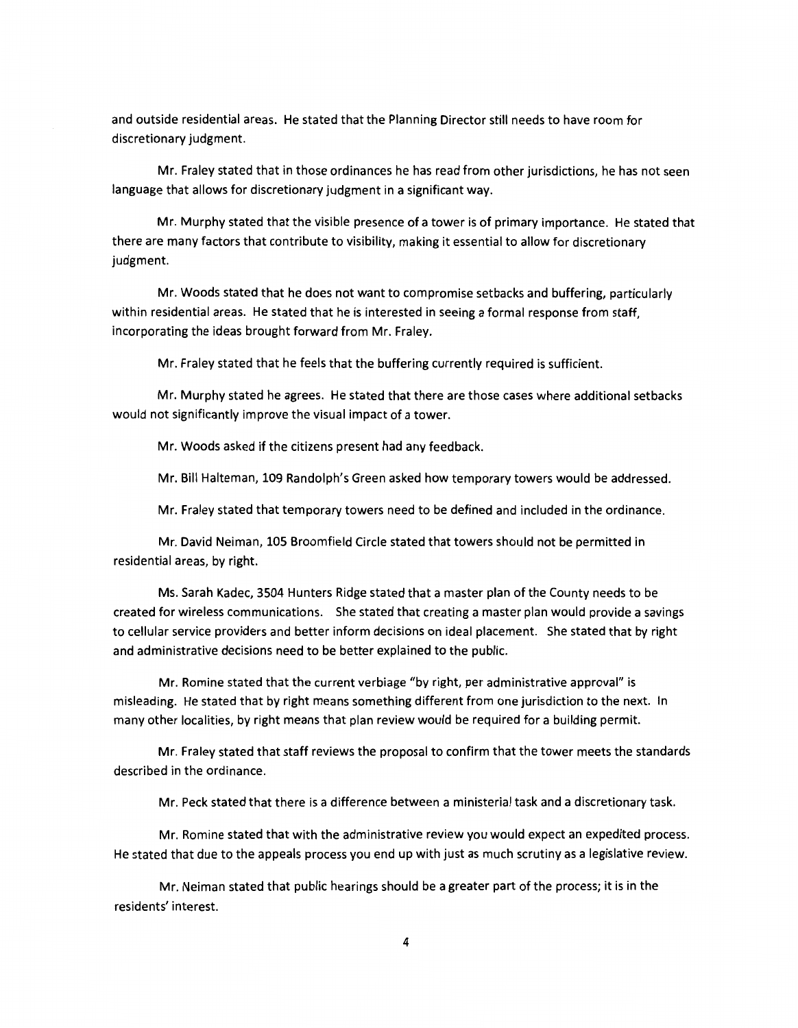and outside residential areas. He stated that the Planning Director still needs to have room for discretionary judgment.

Mr. Fraley stated that in those ordinances he has read from other jurisdictions, he has not seen language that allows for discretionary judgment in a significant way.

Mr. Murphy stated that the visible presence of a tower is of primary importance. He stated that there are many factors that contribute to visibility, making it essential to allow for discretionary judgment.

Mr. Woods stated that he does not want to compromise setbacks and buffering, particularly within residential areas. He stated that he is interested in seeing a formal response from staff, incorporating the ideas brought forward from Mr. Fraley.

Mr. Fraley stated that he feels that the buffering currently required is sufficient.

Mr. Murphy stated he agrees. He stated that there are those cases where additional setbacks would not significantly improve the visual impact of a tower.

Mr. Woods asked if the citizens present had any feedback.

Mr. Bill Halteman, 109 Randolph's Green asked how temporary towers would be addressed.

Mr. Fraley stated that temporary towers need to be defined and included in the ordinance.

Mr. David Neiman, 105 Broomfield Circle stated that towers should not be permitted in residential areas, by right.

Ms. Sarah Kadec, 3504 Hunters Ridge stated that a master plan of the County needs to be created for wireless communications. She stated that creating a master plan would provide a savings to cellular service providers and better inform decisions on ideal placement. She stated that by right and administrative decisions need to be better explained to the public.

Mr. Romine stated that the current verbiage "by right, per administrative approval" is misleading. He stated that by right means something different from one jurisdiction to the next. In many other localities, by right means that plan review would be required for a building permit.

Mr. Fraley stated that staff reviews the proposal to confirm that the tower meets the standards described in the ordinance.

Mr. Peck stated that there is a difference between a ministerial task and a discretionary task.

Mr. Romine stated that with the administrative review you would expect an expedited process. He stated that due to the appeals process you end up with just as much scrutiny as a legislative review.

Mr. Neiman stated that public hearings should be a greater part of the process; it is in the residents' interest.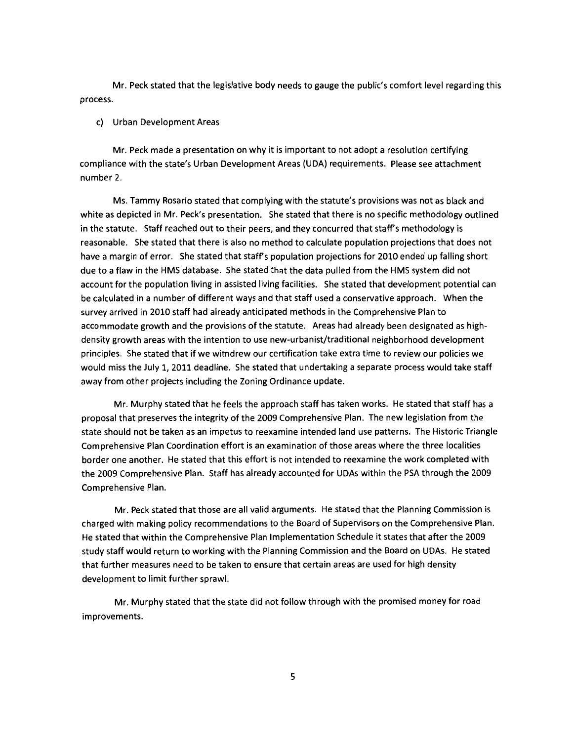Mr. Peck stated that the legislative body needs to gauge the public's comfort level regarding this process.

c) Urban Development Areas

Mr. Peck made a presentation on why it is important to not adopt a resolution certifying compliance with the state's Urban Development Areas (UDA) requirements. Please see attachment number 2.

Ms. Tammy Rosario stated that complying with the statute's provisions was not as black and white as depicted in Mr. Peck's presentation. She stated that there is no specific methodology outlined in the statute. Staff reached out to their peers, and they concurred that staff's methodology is reasonable. She stated that there is also no method to calculate population projections that does not have a margin of error. She stated that staff's population projections for 2010 ended up falling short due to a flaw in the HMS database. She stated that the data pulled from the HMS system did not account for the population living in assisted living facilities. She stated that development potential can be calculated in a number of different ways and that staff used a conservative approach. When the survey arrived in 2010 staff had already anticipated methods in the Comprehensive Plan to accommodate growth and the provisions of the statute. Areas had already been designated as high-density growth areas with the intention to use new-urbanist/traditional neighborhood development principles. She stated that if we withdrew our certification take extra time to review our policies we would miss the July 1, 2011 deadline. She stated that undertaking a separate process would take staff away from other projects including the Zoning Ordinance update.

Mr. Murphy stated that he feels the approach staff has taken works. He stated that staff has a proposal that preserves the integrity of the 2009 Comprehensive Plan. The new legislation from the state should not be taken as an impetus to reexamine intended land use patterns. The Historic Triangle Comprehensive Plan Coordination effort is an examination of those areas where the three localities border one another. He stated that this effort is not intended to reexamine the work completed with the 2009 Comprehensive Plan. Staff has already accounted for UDAs within the PSA through the 2009 Comprehensive Plan.

Mr. Peck stated that those are all valid arguments. He stated that the Planning Commission is charged with making policy recommendations to the Board of Supervisors on the Comprehensive Plan. He stated that within the Comprehensive Plan Implementation Schedule it states that after the 2009 study staff would return to working with the Planning Commission and the Board on UDAs. He stated that further measures need to be taken to ensure that certain areas are used for high density development to limit further sprawl.

Mr. Murphy stated that the state did not follow through with the promised money for road improvements.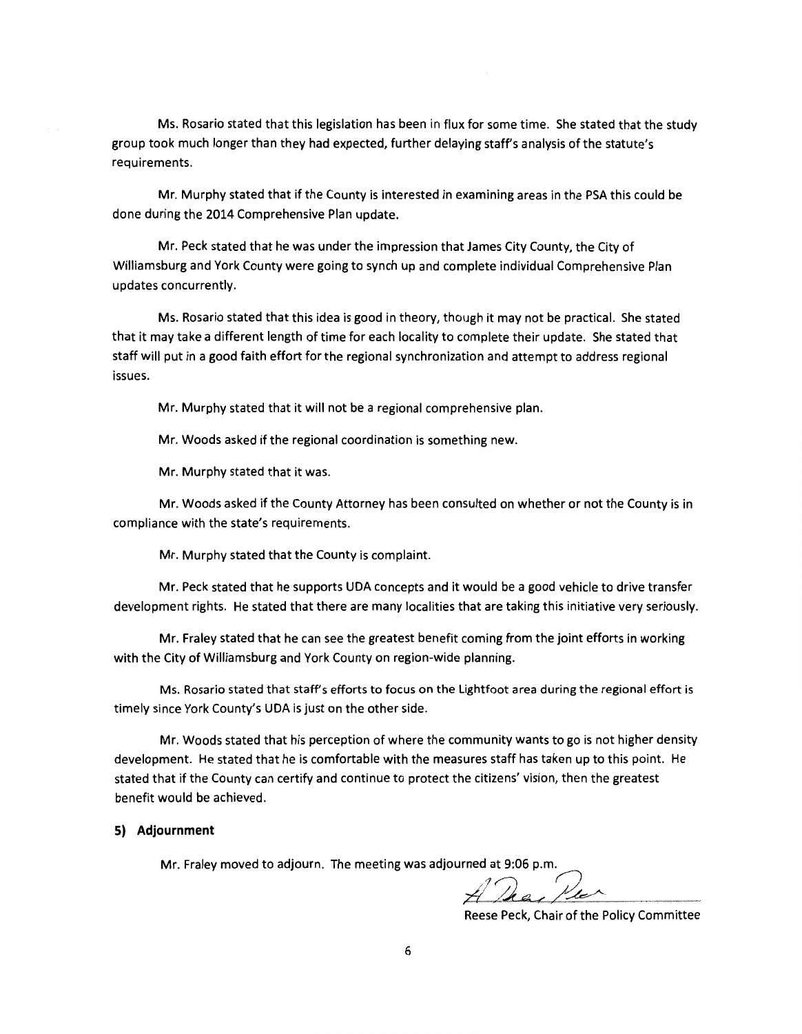Ms. Rosario stated that this legislation has been in flux for some time. She stated that the study group took much longer than they had expected, further delaying staff's analysis of the statute's requirements.

Mr. Murphy stated that if the County is interested in examining areas in the PSA this could be done during the 2014 Comprehensive Plan update.

Mr. Peck stated that he was under the impression that James City County, the City of Williamsburg and York County were going to synch up and complete individual Comprehensive Plan updates concurrently.

Ms. Rosario stated that this idea is good in theory, though it may not be practical. She stated that it may take a different length of time for each locality to complete their update. She stated that staff will put in a good faith effort for the regional synchronization and attempt to address regional issues.

Mr. Murphy stated that it will not be a regional comprehensive plan.

Mr. Woods asked if the regional coordination is something new.

Mr. Murphy stated that it was.

Mr. Woods asked if the County Attorney has been consulted on whether or not the County is in compliance with the state's requirements.

Mr. Murphy stated that the County is complaint.

Mr. Peck stated that he supports UDA concepts and it would be a good vehicle to drive transfer development rights. He stated that there are many localities that are taking this initiative very seriously.

Mr. Fraley stated that he can see the greatest benefit coming from the joint efforts in working with the City of Williamsburg and York County on region-wide planning.

Ms. Rosario stated that staff's efforts to focus on the Lightfoot area during the regional effort is timely since York County's UDA is just on the other side.

Mr. Woods stated that his perception of where the community wants to go is not higher density development. He stated that he is comfortable with the measures staff has taken up to this point. He stated that if the County can certify and continue to protect the citizens' vision, then the greatest benefit would be achieved.

**5) Adjournment**

Mr. Fraley moved to adjourn. The meeting was adjourned at 9:06 p.m.

Reese Peck, Chair of the Policy Committee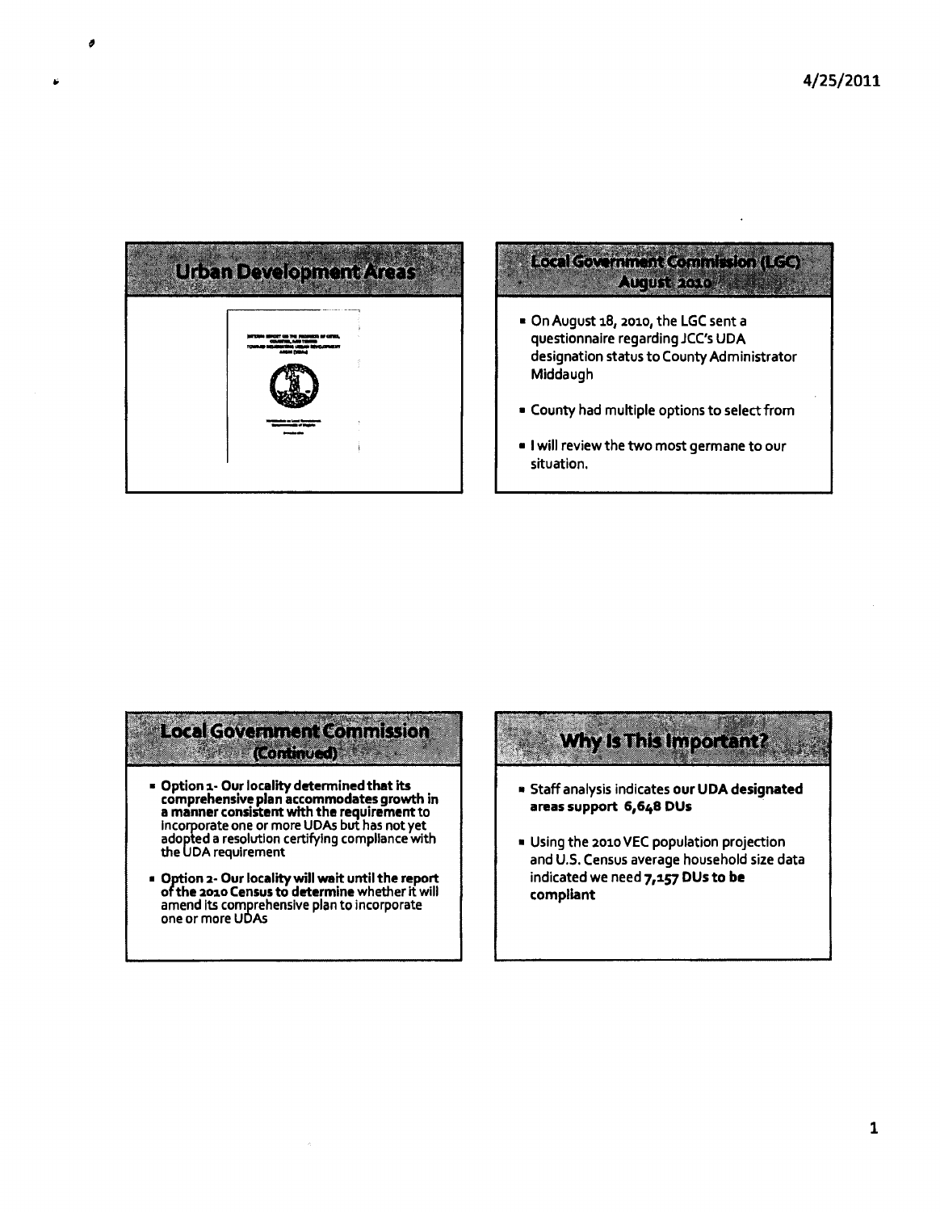## Urban Development Areas

## Local Government Commission (LGC) August 2010

- On August 18, 2010, the LGC sent a questionnaire regarding JCC's UDA designation status to County Administrator Middaugh
- County had multiple options to select from
- I will review the two most germane to our situation.

## Local Government Commission (Continued)

- **Option 1- Our locality determined that its comprehensive plan accommodates growth in a manner consistent with the requirement to** incorporate one or more UDAs but has not yet adopted a resolution certifying compliance with the UDA requirement
- **Option 2- Our locality will wait until the report of the 2010 Census to determine** whether it will amend its comprehensive plan to incorporate one or more UDAs

## Why Is This Important?

- Staff analysis indicates **our UDA designated areas support 6,648 DUs**
- Using the 2010 VEC population projection and U.S. Census average household size data indicated we need **7,157 DUs to be compliant**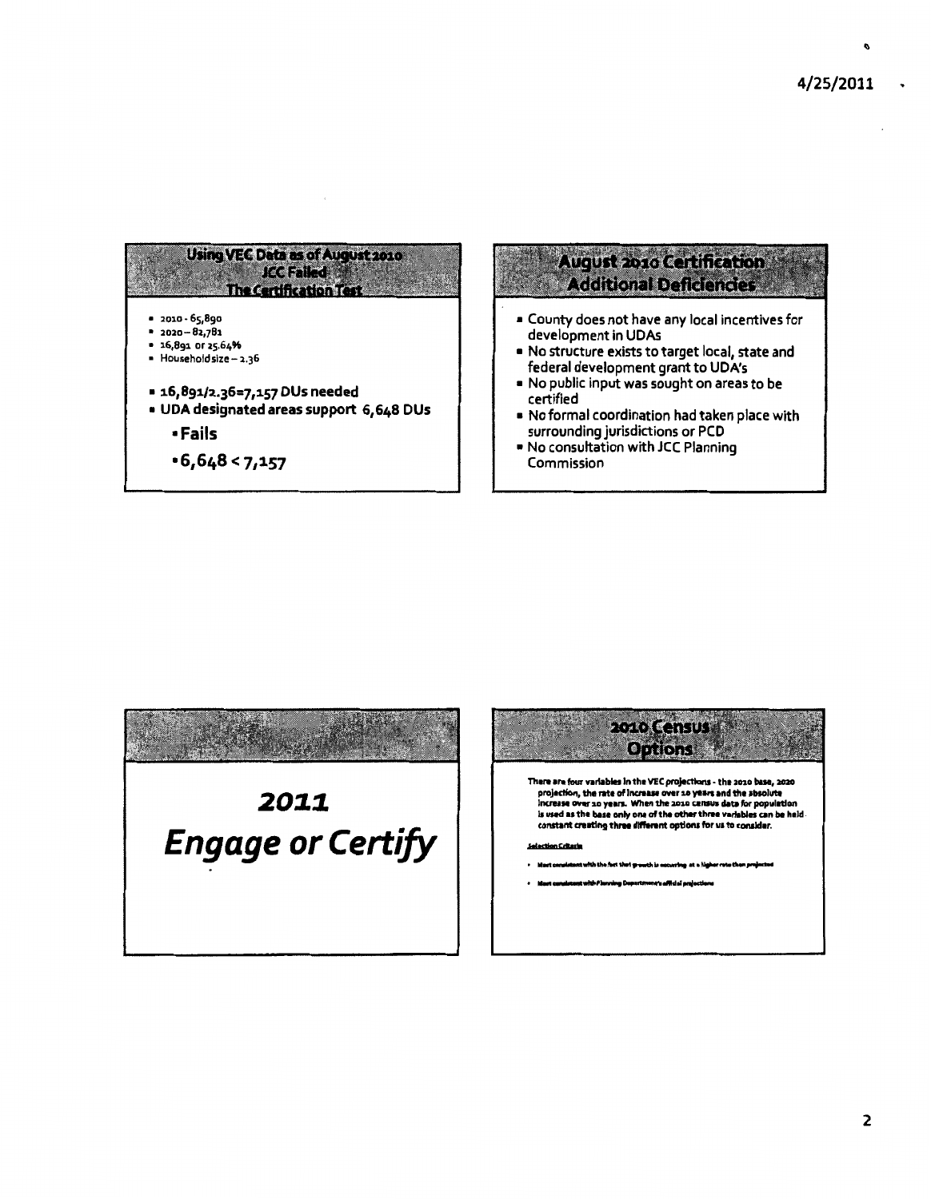## Using VEC Data as of August 2010 JCC Failed The Certification Test

- 2010 - 65,890
- 2020 – 82,781
- 16,891 or 25.64%
- Householdsize – 2.36

- **16,891/2.36=7,157 DUs needed**
- **UDA designated areas support 6,648 DUs**
  - **Fails**
  - **6,648 < 7,157**

## August 2010 Certification Additional Deficiencies

- County does not have any local incentives for development in UDAs
- No structure exists to target local, state and federal development grant to UDA's
- No public input was sought on areas to be certified
- No formal coordination had taken place with surrounding jurisdictions or PCD
- No consultation with JCC Planning Commission

# *2011 Engage or Certify*

## 2010 Census Options

**There are four variables in the VEC projections - the 2010 base, 2020 projection, the rate of increase over 10 years and the absolute increase over 10 years. When the 2010 census data for population is used as the base only one of the other three variables can be held constant creating three different options for us to consider.**

**Selection Criteria**

- **Most consistent with the fact that growth is occurring at a higher rate than projected**
- **Most consistent with Planning Department's official projections**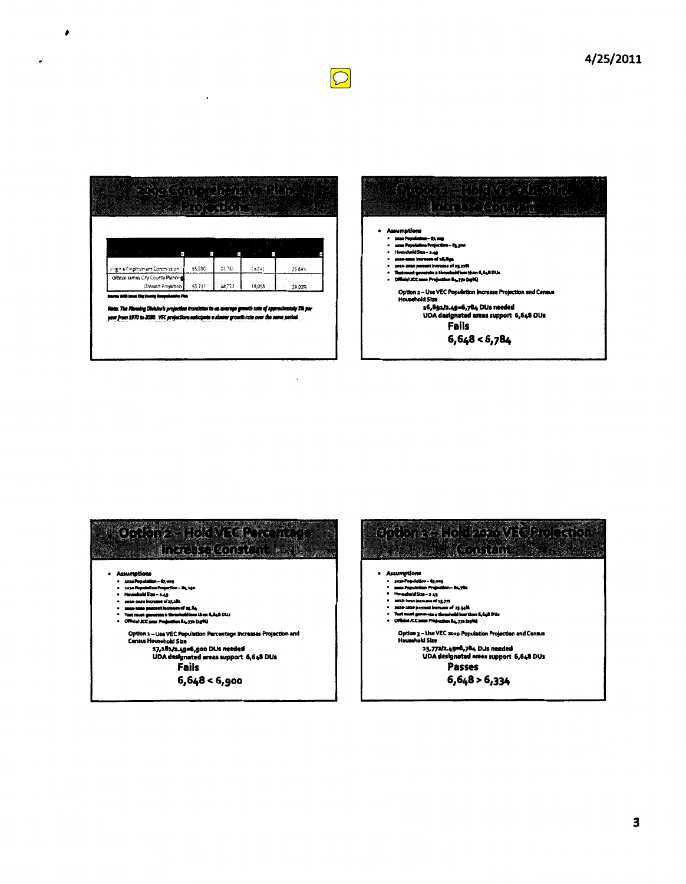## 2009 Comprehensive Plan Projections

| | | | | |
|---|---|---|---|---|
| Virginia Employment Commission | 65,590 | 83,781 | 18,191 | 25.84% |
| Official James City County Planning Division Projection | 65,717 | 84,772 | 19,055 | 29.00% |

Source: 2009 James City County Comprehensive Plan

*Note: The Planning Division's projection translates to an average growth rate of approximately 3% per year from 1970 to 2030. VEC projections anticipate a slower growth rate over the same period.*

## Option 1 – Hold VEC Absolute Increase Constant

- Assumptions
  - 2010 Population – 67,009
  - 2020 Population Projection – 83,900
  - Household Size – 2.49
  - 2010-2020 increase of 16,891
  - 2010-2020 percent increase of 25.22%
  - Test must generate a threshold less than 6,648 DUs
  - Official JCC 2020 Projection 84,772 (29%)

Option 1 – Use VEC Population Increase Projection and Census Household Size

16,891/2.49=6,784 DUs needed

UDA designated areas support 6,648 DUs

**Fails**

**6,648 < 6,784**

## Option 2 – Hold VEC Percentage Increase Constant

- Assumptions
  - 2010 Population – 67,009
  - 2020 Population Projection – 84,190
  - Household Size – 2.49
  - 2010-2020 increase of 17,181
  - 2010-2020 percent increase of 25.84
  - Test must generate a threshold less than 6,648 DUs
  - Official JCC 2020 Projection 84,772 (29%)

Option 2 – Use VEC Population Percentage Increases Projection and Census Household Size

17,181/2.49=6,900 DUs needed

UDA designated areas support 6,648 DUs

**Fails**

**6,648 < 6,900**

## Option 3 – Hold 2020 VEC Projection Constant

- Assumptions
  - 2010 Population – 67,009
  - 2020 Population Projection – 82,781
  - Household Size – 2.49
  - 2010-2020 increase of 15,772
  - 2010-2020 percent increase of 23.54%
  - Test must generate a threshold less than 6,648 DUs
  - Official JCC 2020 Projection 84,772 (29%)

Option 3 – Use VEC 2020 Population Projection and Census Household Size

15,772/2.49=6,784 DUs needed

UDA designated areas support 6,648 DUs

**Passes**

**6,648 > 6,334**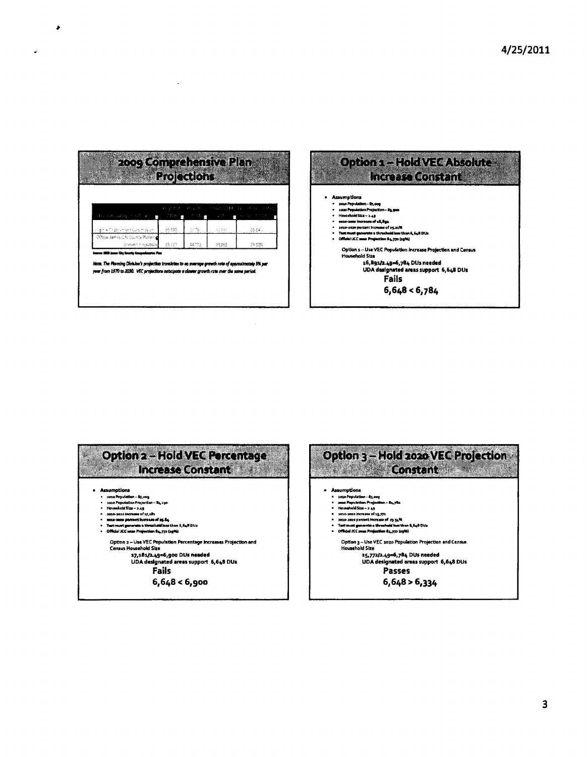4/25/2011

## 2009 Comprehensive Plan Projections

| | 2010 | 2030 | | |
|---|---|---|---|---|
| VA Employment Commission | 65,590 | 21,76 | 12,241 | 25.24% |
| Official James City County Planning Division Projection | 65,757 | 84,772 | 19,015 | 29.52% |

Source: 2009 James City County Comprehensive Plan

*Note. The Planning Division's projection translates to an average growth rate of approximately 3% per year from 1970 to 2030. VEC projections anticipate a slower growth rate over the same period.*

## Option 1 – Hold VEC Absolute Increase Constant

- Assumptions
  - 2010 Population – 67,009
  - 2020 Population Projection – 83,900
  - Household Size – 2.49
  - 2020-2030 increase of 16,891
  - 2010-2020 percent increase of 25.21%
  - Test must generate a threshold less than 6,648 DUs
  - Official JCC 2020 Projection 84,772 (29%)

Option 1 – Use VEC Population Increase Projection and Census Household Size

16,891/2.49=6,784 DUs needed

UDA designated areas support 6,648 DUs

**Fails**

**6,648 < 6,784**

## Option 2 – Hold VEC Percentage Increase Constant

- Assumptions
  - 2010 Population – 67,009
  - 2020 Population Projection – 84,190
  - Household Size – 2.49
  - 2010-2020 increase of 17,181
  - 2020-2030 percent increase of 25.64
  - Test must generate a threshold less than 6,648 DUs
  - Official JCC 2020 Projection 84,772 (29%)

Option 2 – Use VEC Population Percentage Increases Projection and Census Household Size

17,181/2.49=6,900 DUs needed

UDA designated areas support 6,648 DUs

**Fails**

**6,648 < 6,900**

## Option 3 – Hold 2020 VEC Projection Constant

- Assumptions
  - 2010 Population – 67,009
  - 2020 Population Projection – 82,781
  - Household Size – 2.49
  - 2010-2020 increase of 15,772
  - 2010-2020 percent increase of 23.54%
  - Test must generate a threshold less than 6,648 DUs
  - Official JCC 2020 Projection 84,772 (29%)

Option 3 – Use VEC 2020 Population Projection and Census Household Size

15,772/2.49=6,784 DUs needed

UDA designated areas support 6,648 DUs

**Passes**

**6,648 > 6,334**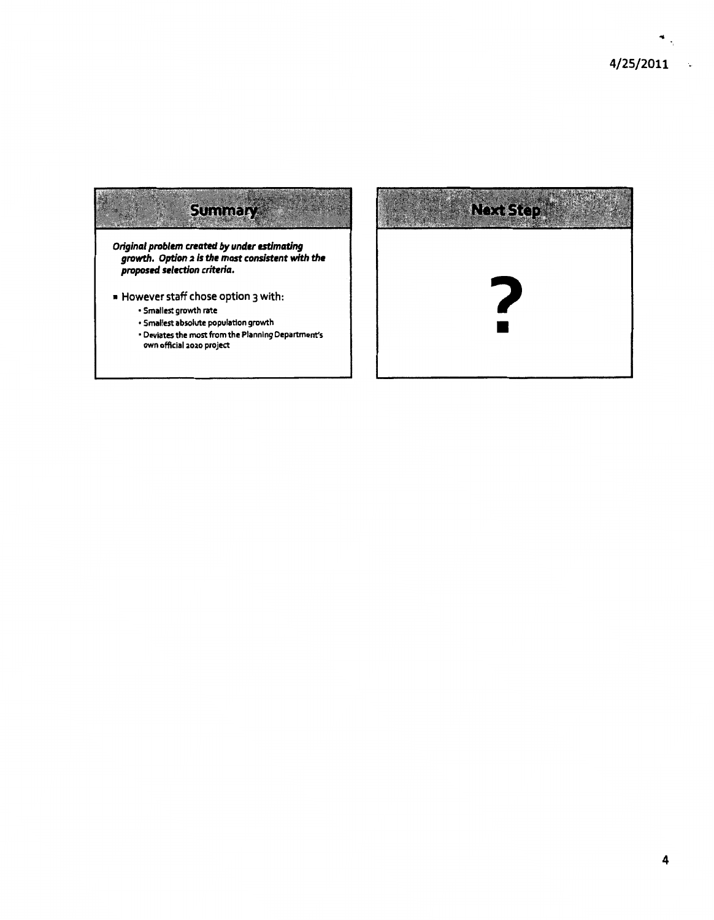## Summary

***Original problem created by under estimating growth. Option 2 is the most consistent with the proposed selection criteria.***

- However staff chose option 3 with:
  - Smallest growth rate
  - Smallest absolute population growth
  - Deviates the most from the Planning Department's own official 2020 project

## Next Step

**?**